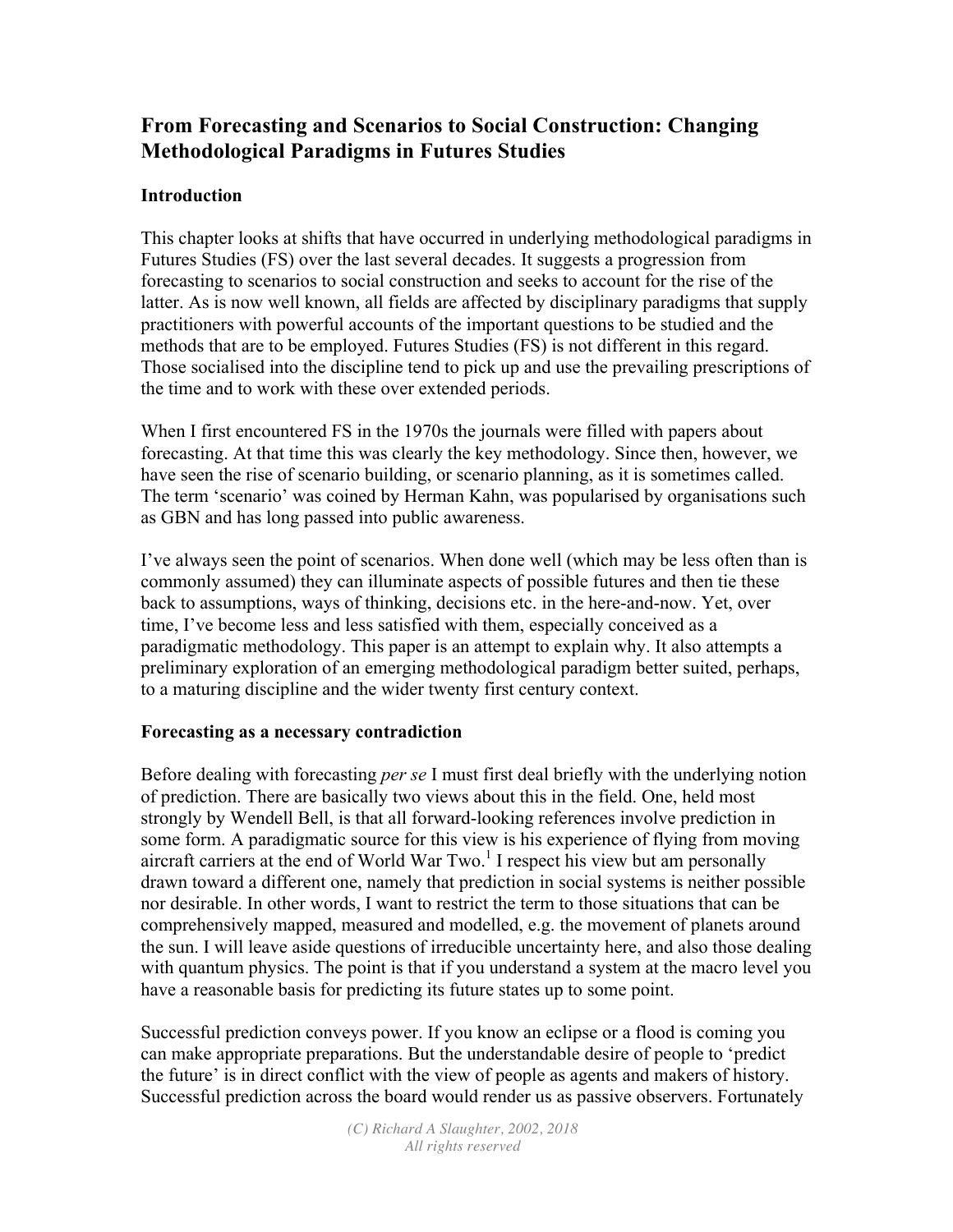## From Forecasting and Scenarios to Social Construction: Changing Methodological Paradigms in Futures Studies

### Introduction

This chapter looks at shifts that have occurred in underlying methodological paradigms in Futures Studies (FS) over the last several decades. It suggests a progression from forecasting to scenarios to social construction and seeks to account for the rise of the latter. As is now well known, all fields are affected by disciplinary paradigms that supply practitioners with powerful accounts of the important questions to be studied and the methods that are to be employed. Futures Studies (FS) is not different in this regard. Those socialised into the discipline tend to pick up and use the prevailing prescriptions of the time and to work with these over extended periods.

When I first encountered FS in the 1970s the journals were filled with papers about forecasting. At that time this was clearly the key methodology. Since then, however, we have seen the rise of scenario building, or scenario planning, as it is sometimes called. The term 'scenario' was coined by Herman Kahn, was popularised by organisations such as GBN and has long passed into public awareness.

I've always seen the point of scenarios. When done well (which may be less often than is commonly assumed) they can illuminate aspects of possible futures and then tie these back to assumptions, ways of thinking, decisions etc. in the here-and-now. Yet, over time, I've become less and less satisfied with them, especially conceived as a paradigmatic methodology. This paper is an attempt to explain why. It also attempts a preliminary exploration of an emerging methodological paradigm better suited, perhaps, to a maturing discipline and the wider twenty first century context.

### Forecasting as a necessary contradiction

Before dealing with forecasting *per se* I must first deal briefly with the underlying notion of prediction. There are basically two views about this in the field. One, held most strongly by Wendell Bell, is that all forward-looking references involve prediction in some form. A paradigmatic source for this view is his experience of flying from moving aircraft carriers at the end of World War Two.[1] I respect his view but am personally drawn toward a different one, namely that prediction in social systems is neither possible nor desirable. In other words, I want to restrict the term to those situations that can be comprehensively mapped, measured and modelled, e.g. the movement of planets around the sun. I will leave aside questions of irreducible uncertainty here, and also those dealing with quantum physics. The point is that if you understand a system at the macro level you have a reasonable basis for predicting its future states up to some point.

Successful prediction conveys power. If you know an eclipse or a flood is coming you can make appropriate preparations. But the understandable desire of people to 'predict the future' is in direct conflict with the view of people as agents and makers of history. Successful prediction across the board would render us as passive observers. Fortunately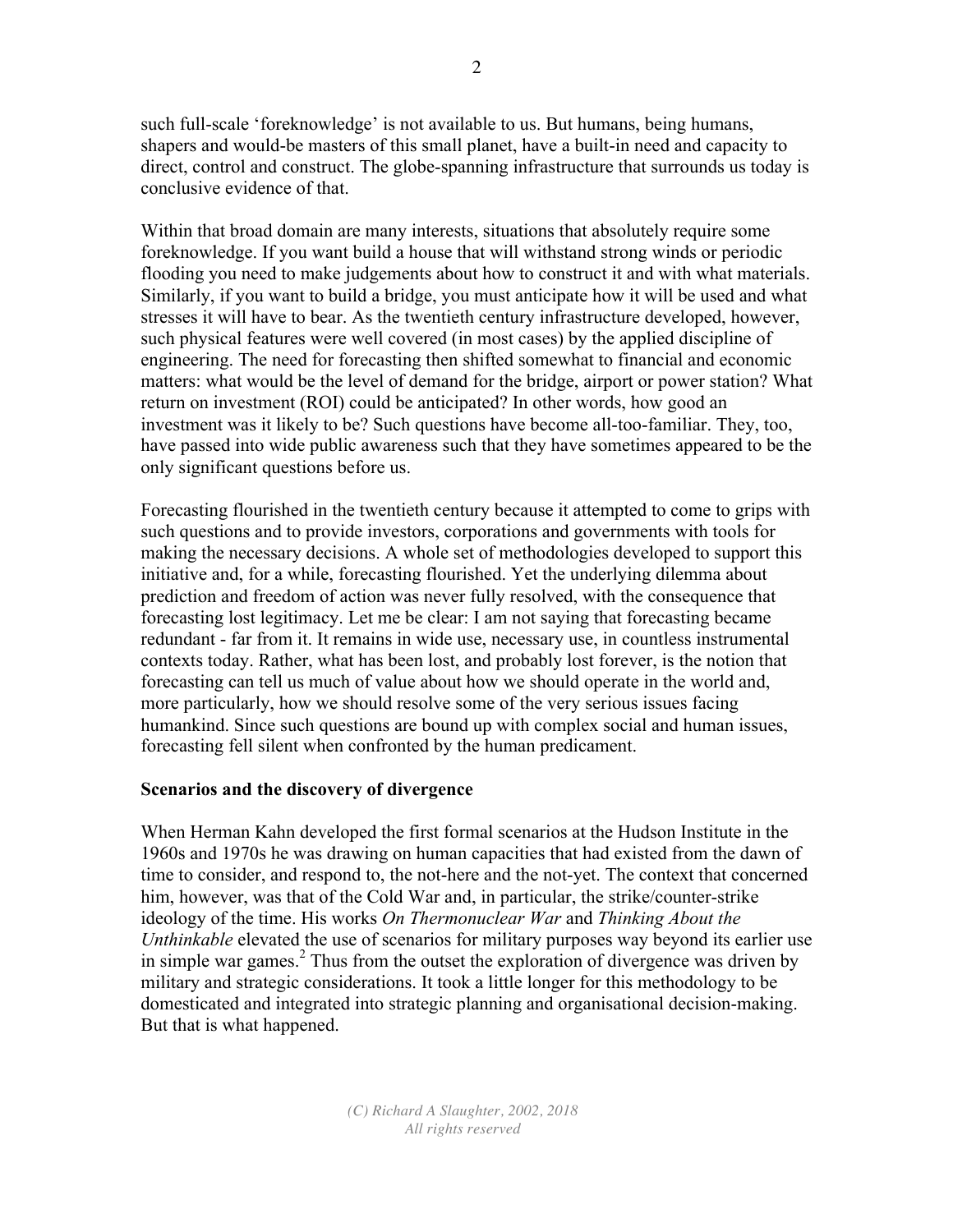such full-scale 'foreknowledge' is not available to us. But humans, being humans, shapers and would-be masters of this small planet, have a built-in need and capacity to direct, control and construct. The globe-spanning infrastructure that surrounds us today is conclusive evidence of that.

Within that broad domain are many interests, situations that absolutely require some foreknowledge. If you want build a house that will withstand strong winds or periodic flooding you need to make judgements about how to construct it and with what materials. Similarly, if you want to build a bridge, you must anticipate how it will be used and what stresses it will have to bear. As the twentieth century infrastructure developed, however, such physical features were well covered (in most cases) by the applied discipline of engineering. The need for forecasting then shifted somewhat to financial and economic matters: what would be the level of demand for the bridge, airport or power station? What return on investment (ROI) could be anticipated? In other words, how good an investment was it likely to be? Such questions have become all-too-familiar. They, too, have passed into wide public awareness such that they have sometimes appeared to be the only significant questions before us.

Forecasting flourished in the twentieth century because it attempted to come to grips with such questions and to provide investors, corporations and governments with tools for making the necessary decisions. A whole set of methodologies developed to support this initiative and, for a while, forecasting flourished. Yet the underlying dilemma about prediction and freedom of action was never fully resolved, with the consequence that forecasting lost legitimacy. Let me be clear: I am not saying that forecasting became redundant - far from it. It remains in wide use, necessary use, in countless instrumental contexts today. Rather, what has been lost, and probably lost forever, is the notion that forecasting can tell us much of value about how we should operate in the world and, more particularly, how we should resolve some of the very serious issues facing humankind. Since such questions are bound up with complex social and human issues, forecasting fell silent when confronted by the human predicament.

### Scenarios and the discovery of divergence

When Herman Kahn developed the first formal scenarios at the Hudson Institute in the 1960s and 1970s he was drawing on human capacities that had existed from the dawn of time to consider, and respond to, the not-here and the not-yet. The context that concerned him, however, was that of the Cold War and, in particular, the strike/counter-strike ideology of the time. His works *On Thermonuclear War* and *Thinking About the Unthinkable* elevated the use of scenarios for military purposes way beyond its earlier use in simple war games.[2] Thus from the outset the exploration of divergence was driven by military and strategic considerations. It took a little longer for this methodology to be domesticated and integrated into strategic planning and organisational decision-making. But that is what happened.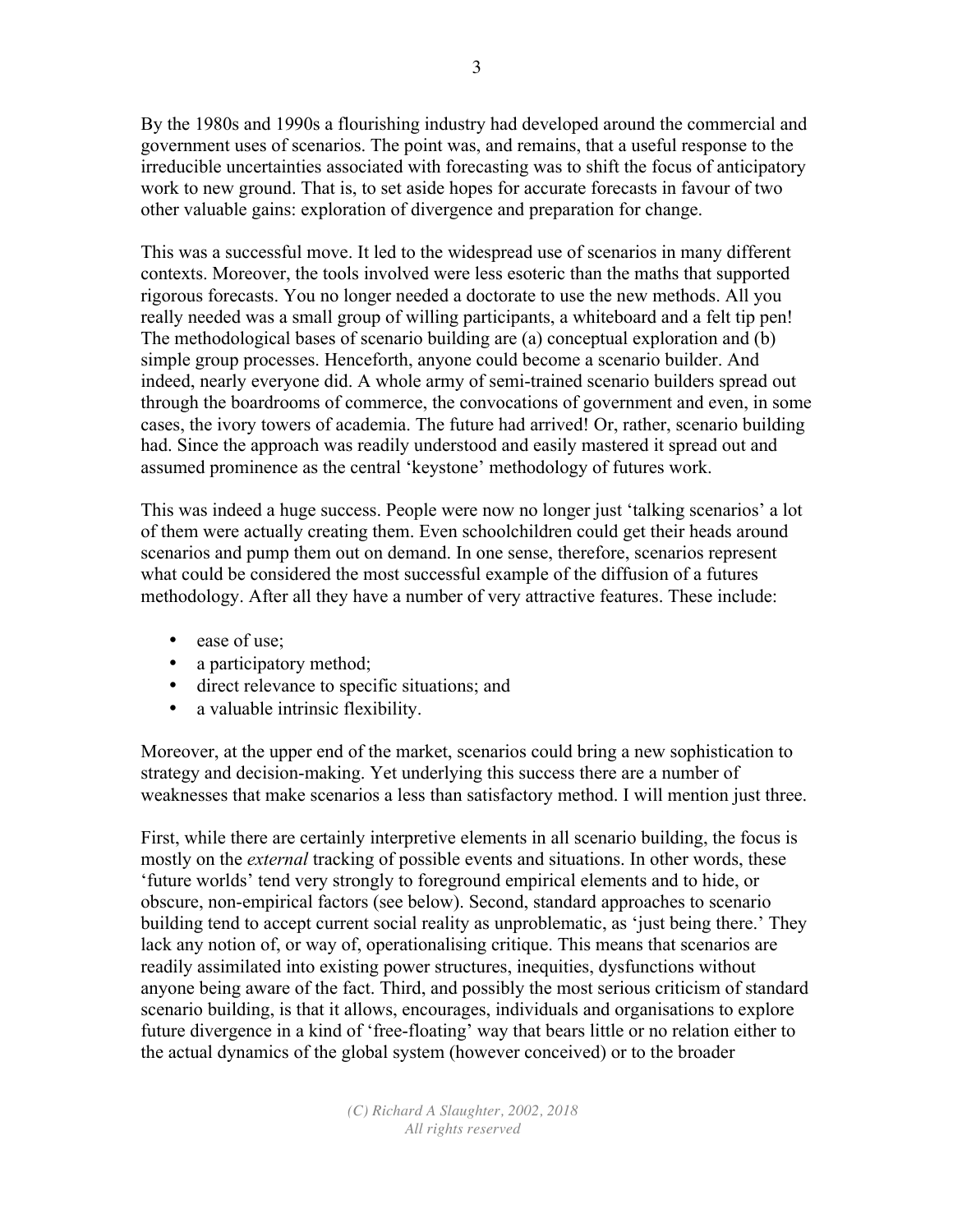By the 1980s and 1990s a flourishing industry had developed around the commercial and government uses of scenarios. The point was, and remains, that a useful response to the irreducible uncertainties associated with forecasting was to shift the focus of anticipatory work to new ground. That is, to set aside hopes for accurate forecasts in favour of two other valuable gains: exploration of divergence and preparation for change.

This was a successful move. It led to the widespread use of scenarios in many different contexts. Moreover, the tools involved were less esoteric than the maths that supported rigorous forecasts. You no longer needed a doctorate to use the new methods. All you really needed was a small group of willing participants, a whiteboard and a felt tip pen! The methodological bases of scenario building are (a) conceptual exploration and (b) simple group processes. Henceforth, anyone could become a scenario builder. And indeed, nearly everyone did. A whole army of semi-trained scenario builders spread out through the boardrooms of commerce, the convocations of government and even, in some cases, the ivory towers of academia. The future had arrived! Or, rather, scenario building had. Since the approach was readily understood and easily mastered it spread out and assumed prominence as the central 'keystone' methodology of futures work.

This was indeed a huge success. People were now no longer just 'talking scenarios' a lot of them were actually creating them. Even schoolchildren could get their heads around scenarios and pump them out on demand. In one sense, therefore, scenarios represent what could be considered the most successful example of the diffusion of a futures methodology. After all they have a number of very attractive features. These include:

- ease of use;
- a participatory method;
- direct relevance to specific situations; and
- a valuable intrinsic flexibility.

Moreover, at the upper end of the market, scenarios could bring a new sophistication to strategy and decision-making. Yet underlying this success there are a number of weaknesses that make scenarios a less than satisfactory method. I will mention just three.

First, while there are certainly interpretive elements in all scenario building, the focus is mostly on the *external* tracking of possible events and situations. In other words, these 'future worlds' tend very strongly to foreground empirical elements and to hide, or obscure, non-empirical factors (see below). Second, standard approaches to scenario building tend to accept current social reality as unproblematic, as 'just being there.' They lack any notion of, or way of, operationalising critique. This means that scenarios are readily assimilated into existing power structures, inequities, dysfunctions without anyone being aware of the fact. Third, and possibly the most serious criticism of standard scenario building, is that it allows, encourages, individuals and organisations to explore future divergence in a kind of 'free-floating' way that bears little or no relation either to the actual dynamics of the global system (however conceived) or to the broader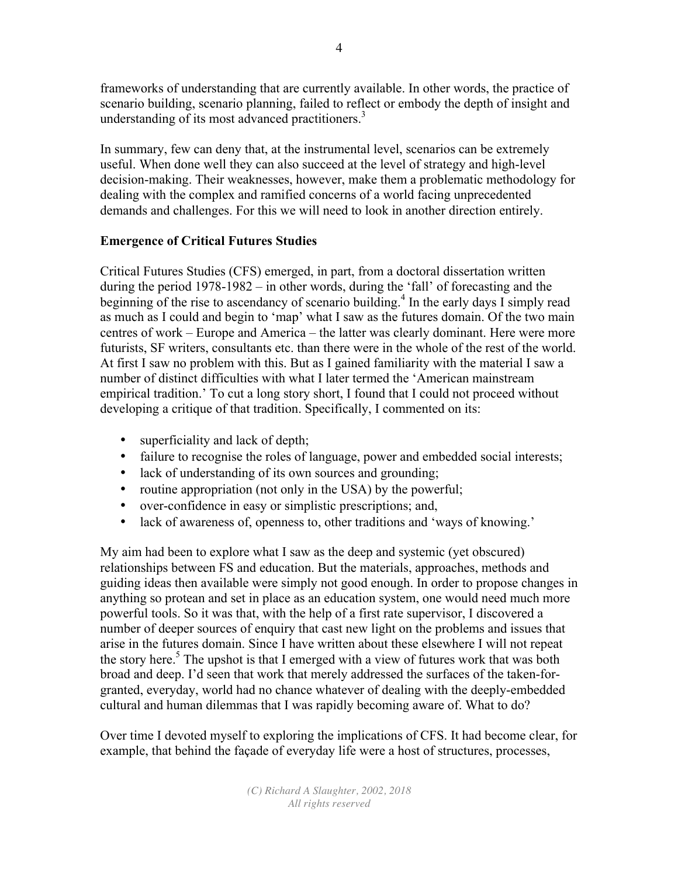frameworks of understanding that are currently available. In other words, the practice of scenario building, scenario planning, failed to reflect or embody the depth of insight and understanding of its most advanced practitioners.[3]

In summary, few can deny that, at the instrumental level, scenarios can be extremely useful. When done well they can also succeed at the level of strategy and high-level decision-making. Their weaknesses, however, make them a problematic methodology for dealing with the complex and ramified concerns of a world facing unprecedented demands and challenges. For this we will need to look in another direction entirely.

**Emergence of Critical Futures Studies**

Critical Futures Studies (CFS) emerged, in part, from a doctoral dissertation written during the period 1978-1982 – in other words, during the 'fall' of forecasting and the beginning of the rise to ascendancy of scenario building.[4] In the early days I simply read as much as I could and begin to 'map' what I saw as the futures domain. Of the two main centres of work – Europe and America – the latter was clearly dominant. Here were more futurists, SF writers, consultants etc. than there were in the whole of the rest of the world. At first I saw no problem with this. But as I gained familiarity with the material I saw a number of distinct difficulties with what I later termed the 'American mainstream empirical tradition.' To cut a long story short, I found that I could not proceed without developing a critique of that tradition. Specifically, I commented on its:

- superficiality and lack of depth;
- failure to recognise the roles of language, power and embedded social interests;
- lack of understanding of its own sources and grounding;
- routine appropriation (not only in the USA) by the powerful;
- over-confidence in easy or simplistic prescriptions; and,
- lack of awareness of, openness to, other traditions and 'ways of knowing.'

My aim had been to explore what I saw as the deep and systemic (yet obscured) relationships between FS and education. But the materials, approaches, methods and guiding ideas then available were simply not good enough. In order to propose changes in anything so protean and set in place as an education system, one would need much more powerful tools. So it was that, with the help of a first rate supervisor, I discovered a number of deeper sources of enquiry that cast new light on the problems and issues that arise in the futures domain. Since I have written about these elsewhere I will not repeat the story here.[5] The upshot is that I emerged with a view of futures work that was both broad and deep. I'd seen that work that merely addressed the surfaces of the taken-for-granted, everyday, world had no chance whatever of dealing with the deeply-embedded cultural and human dilemmas that I was rapidly becoming aware of. What to do?

Over time I devoted myself to exploring the implications of CFS. It had become clear, for example, that behind the façade of everyday life were a host of structures, processes,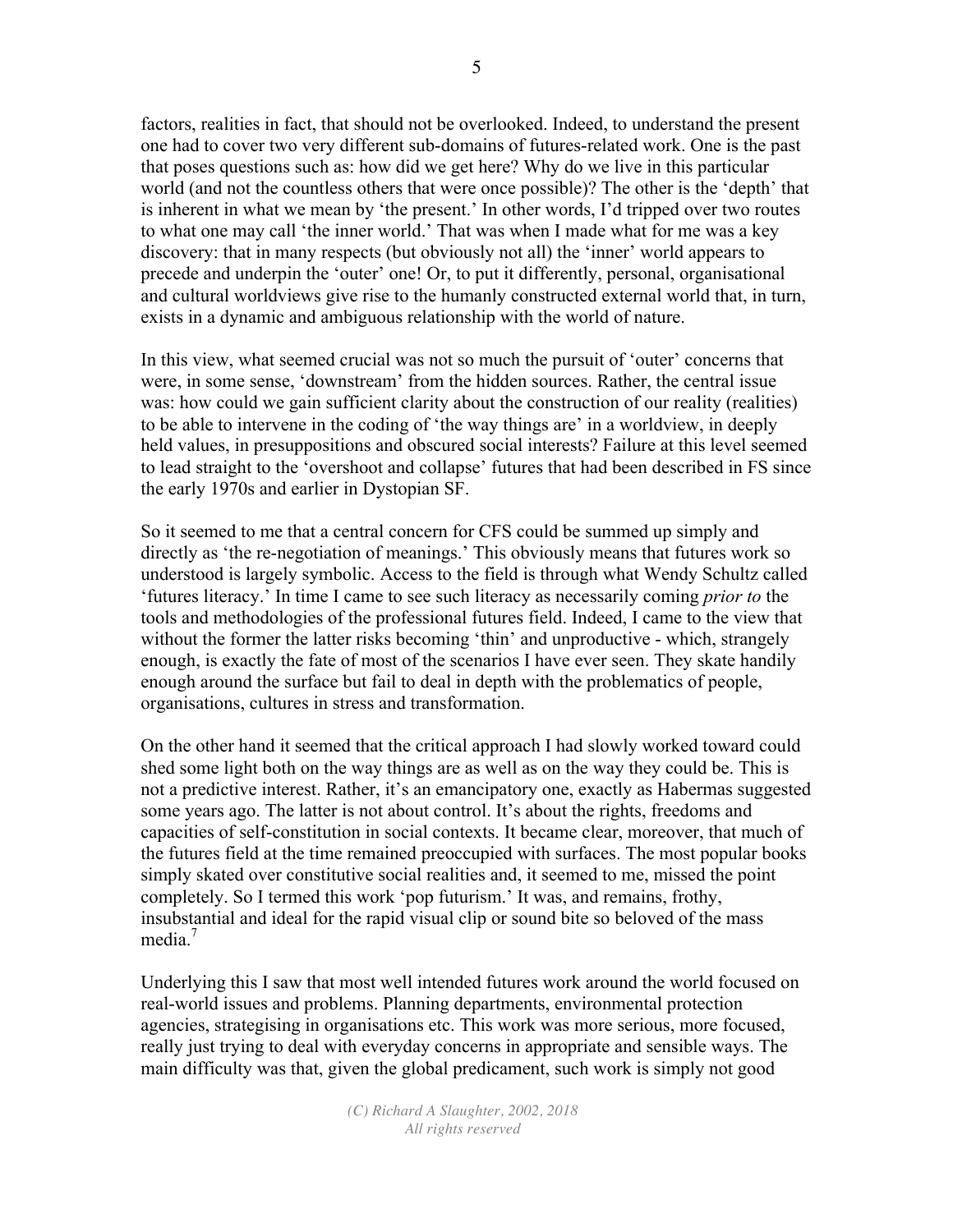factors, realities in fact, that should not be overlooked. Indeed, to understand the present one had to cover two very different sub-domains of futures-related work. One is the past that poses questions such as: how did we get here? Why do we live in this particular world (and not the countless others that were once possible)? The other is the 'depth' that is inherent in what we mean by 'the present.' In other words, I'd tripped over two routes to what one may call 'the inner world.' That was when I made what for me was a key discovery: that in many respects (but obviously not all) the 'inner' world appears to precede and underpin the 'outer' one! Or, to put it differently, personal, organisational and cultural worldviews give rise to the humanly constructed external world that, in turn, exists in a dynamic and ambiguous relationship with the world of nature.

In this view, what seemed crucial was not so much the pursuit of 'outer' concerns that were, in some sense, 'downstream' from the hidden sources. Rather, the central issue was: how could we gain sufficient clarity about the construction of our reality (realities) to be able to intervene in the coding of 'the way things are' in a worldview, in deeply held values, in presuppositions and obscured social interests? Failure at this level seemed to lead straight to the 'overshoot and collapse' futures that had been described in FS since the early 1970s and earlier in Dystopian SF.

So it seemed to me that a central concern for CFS could be summed up simply and directly as 'the re-negotiation of meanings.' This obviously means that futures work so understood is largely symbolic. Access to the field is through what Wendy Schultz called 'futures literacy.' In time I came to see such literacy as necessarily coming *prior to* the tools and methodologies of the professional futures field. Indeed, I came to the view that without the former the latter risks becoming 'thin' and unproductive - which, strangely enough, is exactly the fate of most of the scenarios I have ever seen. They skate handily enough around the surface but fail to deal in depth with the problematics of people, organisations, cultures in stress and transformation.

On the other hand it seemed that the critical approach I had slowly worked toward could shed some light both on the way things are as well as on the way they could be. This is not a predictive interest. Rather, it's an emancipatory one, exactly as Habermas suggested some years ago. The latter is not about control. It's about the rights, freedoms and capacities of self-constitution in social contexts. It became clear, moreover, that much of the futures field at the time remained preoccupied with surfaces. The most popular books simply skated over constitutive social realities and, it seemed to me, missed the point completely. So I termed this work 'pop futurism.' It was, and remains, frothy, insubstantial and ideal for the rapid visual clip or sound bite so beloved of the mass media.[7]

Underlying this I saw that most well intended futures work around the world focused on real-world issues and problems. Planning departments, environmental protection agencies, strategising in organisations etc. This work was more serious, more focused, really just trying to deal with everyday concerns in appropriate and sensible ways. The main difficulty was that, given the global predicament, such work is simply not good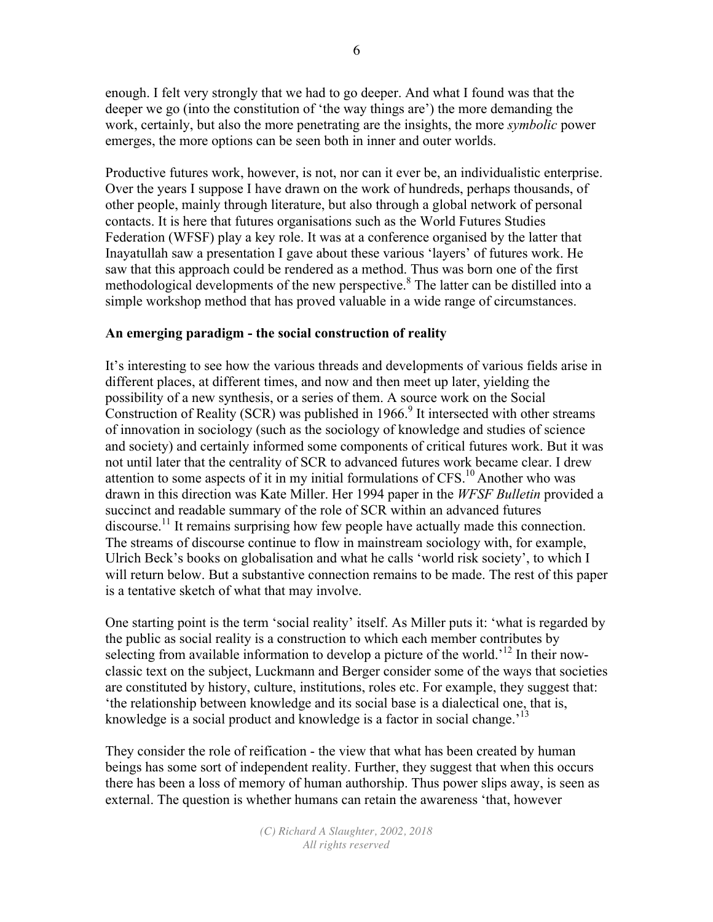enough. I felt very strongly that we had to go deeper. And what I found was that the deeper we go (into the constitution of 'the way things are') the more demanding the work, certainly, but also the more penetrating are the insights, the more *symbolic* power emerges, the more options can be seen both in inner and outer worlds.

Productive futures work, however, is not, nor can it ever be, an individualistic enterprise. Over the years I suppose I have drawn on the work of hundreds, perhaps thousands, of other people, mainly through literature, but also through a global network of personal contacts. It is here that futures organisations such as the World Futures Studies Federation (WFSF) play a key role. It was at a conference organised by the latter that Inayatullah saw a presentation I gave about these various 'layers' of futures work. He saw that this approach could be rendered as a method. Thus was born one of the first methodological developments of the new perspective.[8] The latter can be distilled into a simple workshop method that has proved valuable in a wide range of circumstances.

**An emerging paradigm - the social construction of reality**

It's interesting to see how the various threads and developments of various fields arise in different places, at different times, and now and then meet up later, yielding the possibility of a new synthesis, or a series of them. A source work on the Social Construction of Reality (SCR) was published in 1966.[9] It intersected with other streams of innovation in sociology (such as the sociology of knowledge and studies of science and society) and certainly informed some components of critical futures work. But it was not until later that the centrality of SCR to advanced futures work became clear. I drew attention to some aspects of it in my initial formulations of CFS.[10] Another who was drawn in this direction was Kate Miller. Her 1994 paper in the *WFSF Bulletin* provided a succinct and readable summary of the role of SCR within an advanced futures discourse.[11] It remains surprising how few people have actually made this connection. The streams of discourse continue to flow in mainstream sociology with, for example, Ulrich Beck's books on globalisation and what he calls 'world risk society', to which I will return below. But a substantive connection remains to be made. The rest of this paper is a tentative sketch of what that may involve.

One starting point is the term 'social reality' itself. As Miller puts it: 'what is regarded by the public as social reality is a construction to which each member contributes by selecting from available information to develop a picture of the world.'[12] In their now-classic text on the subject, Luckmann and Berger consider some of the ways that societies are constituted by history, culture, institutions, roles etc. For example, they suggest that: 'the relationship between knowledge and its social base is a dialectical one, that is, knowledge is a social product and knowledge is a factor in social change.'[13]

They consider the role of reification - the view that what has been created by human beings has some sort of independent reality. Further, they suggest that when this occurs there has been a loss of memory of human authorship. Thus power slips away, is seen as external. The question is whether humans can retain the awareness 'that, however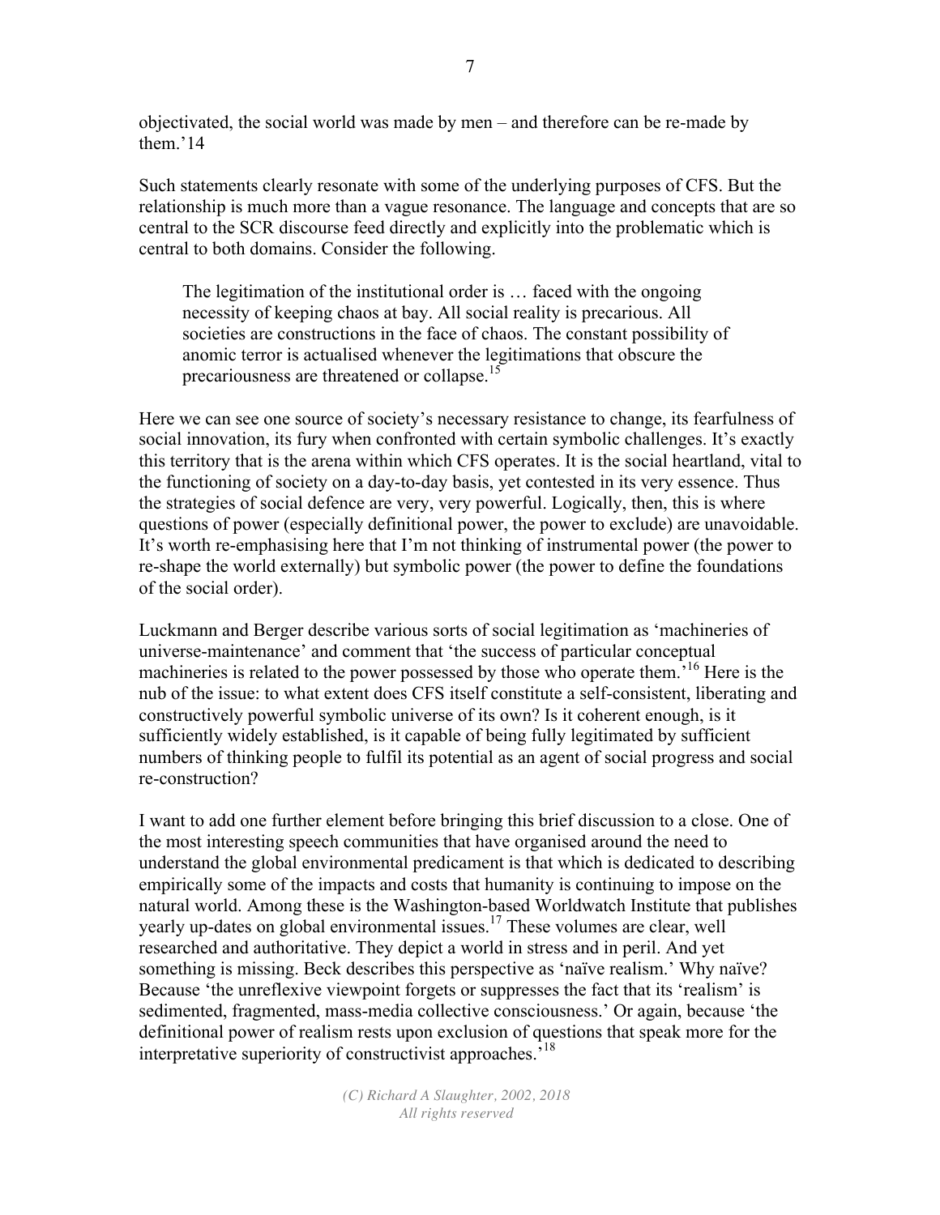objectivated, the social world was made by men – and therefore can be re-made by them.'14

Such statements clearly resonate with some of the underlying purposes of CFS. But the relationship is much more than a vague resonance. The language and concepts that are so central to the SCR discourse feed directly and explicitly into the problematic which is central to both domains. Consider the following.

> The legitimation of the institutional order is … faced with the ongoing necessity of keeping chaos at bay. All social reality is precarious. All societies are constructions in the face of chaos. The constant possibility of anomic terror is actualised whenever the legitimations that obscure the precariousness are threatened or collapse.[15]

Here we can see one source of society's necessary resistance to change, its fearfulness of social innovation, its fury when confronted with certain symbolic challenges. It's exactly this territory that is the arena within which CFS operates. It is the social heartland, vital to the functioning of society on a day-to-day basis, yet contested in its very essence. Thus the strategies of social defence are very, very powerful. Logically, then, this is where questions of power (especially definitional power, the power to exclude) are unavoidable. It's worth re-emphasising here that I'm not thinking of instrumental power (the power to re-shape the world externally) but symbolic power (the power to define the foundations of the social order).

Luckmann and Berger describe various sorts of social legitimation as 'machineries of universe-maintenance' and comment that 'the success of particular conceptual machineries is related to the power possessed by those who operate them.'[16] Here is the nub of the issue: to what extent does CFS itself constitute a self-consistent, liberating and constructively powerful symbolic universe of its own? Is it coherent enough, is it sufficiently widely established, is it capable of being fully legitimated by sufficient numbers of thinking people to fulfil its potential as an agent of social progress and social re-construction?

I want to add one further element before bringing this brief discussion to a close. One of the most interesting speech communities that have organised around the need to understand the global environmental predicament is that which is dedicated to describing empirically some of the impacts and costs that humanity is continuing to impose on the natural world. Among these is the Washington-based Worldwatch Institute that publishes yearly up-dates on global environmental issues.[17] These volumes are clear, well researched and authoritative. They depict a world in stress and in peril. And yet something is missing. Beck describes this perspective as 'naïve realism.' Why naïve? Because 'the unreflexive viewpoint forgets or suppresses the fact that its 'realism' is sedimented, fragmented, mass-media collective consciousness.' Or again, because 'the definitional power of realism rests upon exclusion of questions that speak more for the interpretative superiority of constructivist approaches.'[18]

*(C) Richard A Slaughter, 2002, 2018*
*All rights reserved*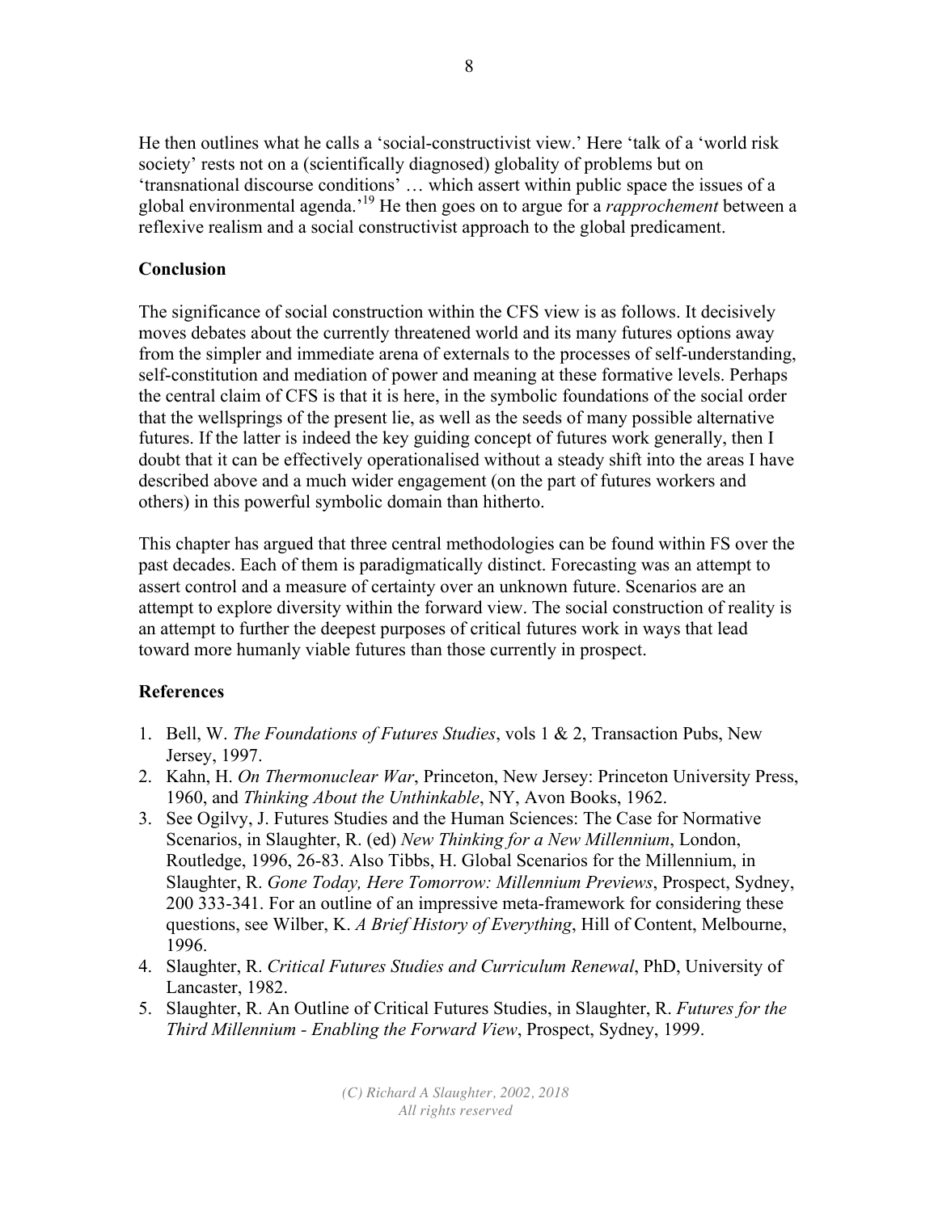He then outlines what he calls a 'social-constructivist view.' Here 'talk of a 'world risk society' rests not on a (scientifically diagnosed) globality of problems but on 'transnational discourse conditions' … which assert within public space the issues of a global environmental agenda.'[19] He then goes on to argue for a *rapprochement* between a reflexive realism and a social constructivist approach to the global predicament.

**Conclusion**

The significance of social construction within the CFS view is as follows. It decisively moves debates about the currently threatened world and its many futures options away from the simpler and immediate arena of externals to the processes of self-understanding, self-constitution and mediation of power and meaning at these formative levels. Perhaps the central claim of CFS is that it is here, in the symbolic foundations of the social order that the wellsprings of the present lie, as well as the seeds of many possible alternative futures. If the latter is indeed the key guiding concept of futures work generally, then I doubt that it can be effectively operationalised without a steady shift into the areas I have described above and a much wider engagement (on the part of futures workers and others) in this powerful symbolic domain than hitherto.

This chapter has argued that three central methodologies can be found within FS over the past decades. Each of them is paradigmatically distinct. Forecasting was an attempt to assert control and a measure of certainty over an unknown future. Scenarios are an attempt to explore diversity within the forward view. The social construction of reality is an attempt to further the deepest purposes of critical futures work in ways that lead toward more humanly viable futures than those currently in prospect.

**References**

1. Bell, W. *The Foundations of Futures Studies*, vols 1 & 2, Transaction Pubs, New Jersey, 1997.
2. Kahn, H. *On Thermonuclear War*, Princeton, New Jersey: Princeton University Press, 1960, and *Thinking About the Unthinkable*, NY, Avon Books, 1962.
3. See Ogilvy, J. Futures Studies and the Human Sciences: The Case for Normative Scenarios, in Slaughter, R. (ed) *New Thinking for a New Millennium*, London, Routledge, 1996, 26-83. Also Tibbs, H. Global Scenarios for the Millennium, in Slaughter, R. *Gone Today, Here Tomorrow: Millennium Previews*, Prospect, Sydney, 200 333-341. For an outline of an impressive meta-framework for considering these questions, see Wilber, K. *A Brief History of Everything*, Hill of Content, Melbourne, 1996.
4. Slaughter, R. *Critical Futures Studies and Curriculum Renewal*, PhD, University of Lancaster, 1982.
5. Slaughter, R. An Outline of Critical Futures Studies, in Slaughter, R. *Futures for the Third Millennium - Enabling the Forward View*, Prospect, Sydney, 1999.

*(C) Richard A Slaughter, 2002, 2018*
*All rights reserved*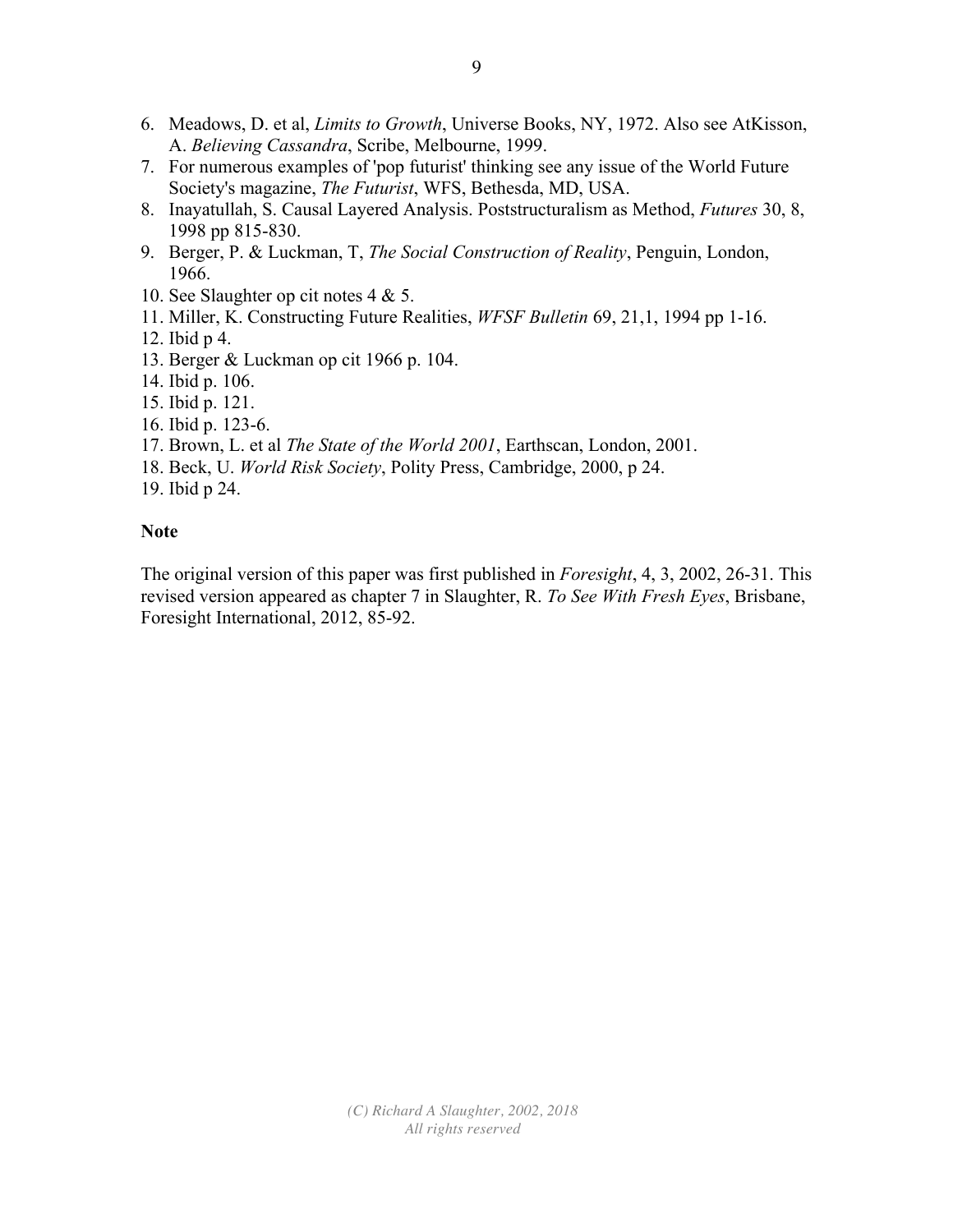6. Meadows, D. et al, *Limits to Growth*, Universe Books, NY, 1972. Also see AtKisson, A. *Believing Cassandra*, Scribe, Melbourne, 1999.
7. For numerous examples of 'pop futurist' thinking see any issue of the World Future Society's magazine, *The Futurist*, WFS, Bethesda, MD, USA.
8. Inayatullah, S. Causal Layered Analysis. Poststructuralism as Method, *Futures* 30, 8, 1998 pp 815-830.
9. Berger, P. & Luckman, T, *The Social Construction of Reality*, Penguin, London, 1966.
10. See Slaughter op cit notes 4 & 5.
11. Miller, K. Constructing Future Realities, *WFSF Bulletin* 69, 21,1, 1994 pp 1-16.
12. Ibid p 4.
13. Berger & Luckman op cit 1966 p. 104.
14. Ibid p. 106.
15. Ibid p. 121.
16. Ibid p. 123-6.
17. Brown, L. et al *The State of the World 2001*, Earthscan, London, 2001.
18. Beck, U. *World Risk Society*, Polity Press, Cambridge, 2000, p 24.
19. Ibid p 24.

**Note**

The original version of this paper was first published in *Foresight*, 4, 3, 2002, 26-31. This revised version appeared as chapter 7 in Slaughter, R. *To See With Fresh Eyes*, Brisbane, Foresight International, 2012, 85-92.

*(C) Richard A Slaughter, 2002, 2018*
*All rights reserved*